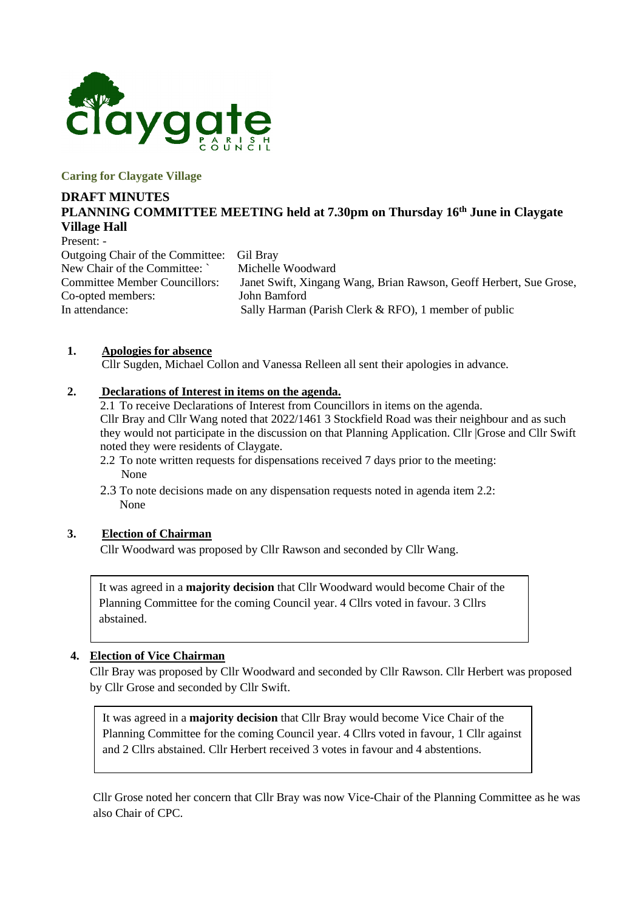claygate PARISH COUNCIL

**Caring for Claygate Village**

# DRAFT MINUTES

## PLANNING COMMITTEE MEETING held at 7.30pm on Thursday 16th June in Claygate Village Hall

Present: -

| | |
|---|---|
| Outgoing Chair of the Committee: | Gil Bray |
| New Chair of the Committee: ` | Michelle Woodward |
| Committee Member Councillors: | Janet Swift, Xingang Wang, Brian Rawson, Geoff Herbert, Sue Grose, |
| Co-opted members: | John Bamford |
| In attendance: | Sally Harman (Parish Clerk & RFO), 1 member of public |

**1. Apologies for absence**

Cllr Sugden, Michael Collon and Vanessa Relleen all sent their apologies in advance.

**2. Declarations of Interest in items on the agenda.**

2.1 To receive Declarations of Interest from Councillors in items on the agenda.
Cllr Bray and Cllr Wang noted that 2022/1461 3 Stockfield Road was their neighbour and as such they would not participate in the discussion on that Planning Application. Cllr |Grose and Cllr Swift noted they were residents of Claygate.

2.2 To note written requests for dispensations received 7 days prior to the meeting:
None

2.3 To note decisions made on any dispensation requests noted in agenda item 2.2:
None

**3. Election of Chairman**

Cllr Woodward was proposed by Cllr Rawson and seconded by Cllr Wang.

> It was agreed in a **majority decision** that Cllr Woodward would become Chair of the Planning Committee for the coming Council year. 4 Cllrs voted in favour. 3 Cllrs abstained.

**4. Election of Vice Chairman**

Cllr Bray was proposed by Cllr Woodward and seconded by Cllr Rawson. Cllr Herbert was proposed by Cllr Grose and seconded by Cllr Swift.

> It was agreed in a **majority decision** that Cllr Bray would become Vice Chair of the Planning Committee for the coming Council year. 4 Cllrs voted in favour, 1 Cllr against and 2 Cllrs abstained. Cllr Herbert received 3 votes in favour and 4 abstentions.

Cllr Grose noted her concern that Cllr Bray was now Vice-Chair of the Planning Committee as he was also Chair of CPC.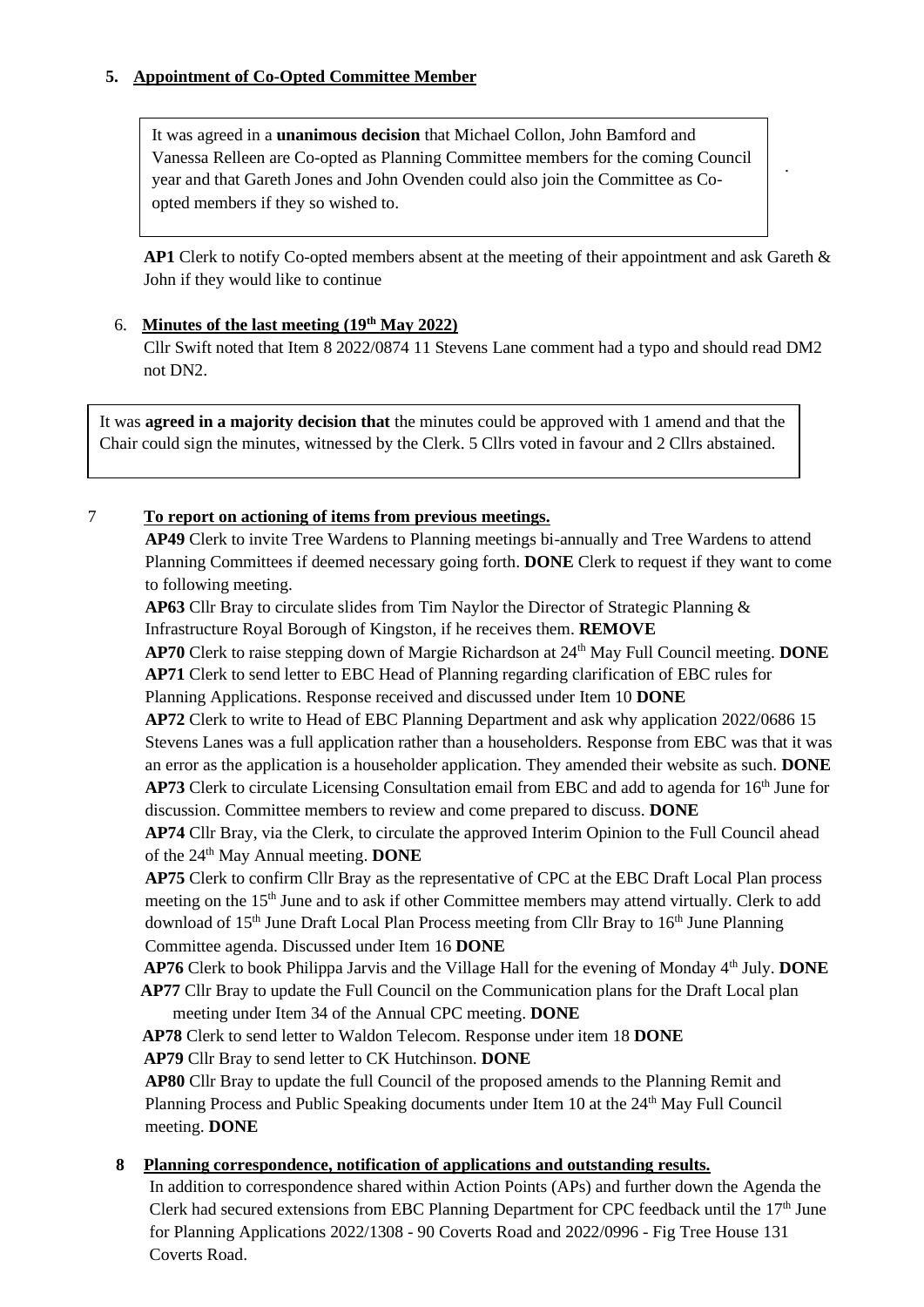## 5. Appointment of Co-Opted Committee Member

It was agreed in a **unanimous decision** that Michael Collon, John Bamford and Vanessa Relleen are Co-opted as Planning Committee members for the coming Council year and that Gareth Jones and John Ovenden could also join the Committee as Co-opted members if they so wished to.

**AP1** Clerk to notify Co-opted members absent at the meeting of their appointment and ask Gareth & John if they would like to continue

## 6. Minutes of the last meeting (19th May 2022)

Cllr Swift noted that Item 8 2022/0874 11 Stevens Lane comment had a typo and should read DM2 not DN2.

It was **agreed in a majority decision that** the minutes could be approved with 1 amend and that the Chair could sign the minutes, witnessed by the Clerk. 5 Cllrs voted in favour and 2 Cllrs abstained.

## 7 To report on actioning of items from previous meetings.

**AP49** Clerk to invite Tree Wardens to Planning meetings bi-annually and Tree Wardens to attend Planning Committees if deemed necessary going forth. **DONE** Clerk to request if they want to come to following meeting.

**AP63** Cllr Bray to circulate slides from Tim Naylor the Director of Strategic Planning & Infrastructure Royal Borough of Kingston, if he receives them. **REMOVE**

**AP70** Clerk to raise stepping down of Margie Richardson at 24th May Full Council meeting. **DONE**

**AP71** Clerk to send letter to EBC Head of Planning regarding clarification of EBC rules for Planning Applications. Response received and discussed under Item 10 **DONE**

**AP72** Clerk to write to Head of EBC Planning Department and ask why application 2022/0686 15 Stevens Lanes was a full application rather than a householders. Response from EBC was that it was an error as the application is a householder application. They amended their website as such. **DONE**

**AP73** Clerk to circulate Licensing Consultation email from EBC and add to agenda for 16th June for discussion. Committee members to review and come prepared to discuss. **DONE**

**AP74** Cllr Bray, via the Clerk, to circulate the approved Interim Opinion to the Full Council ahead of the 24th May Annual meeting. **DONE**

**AP75** Clerk to confirm Cllr Bray as the representative of CPC at the EBC Draft Local Plan process meeting on the 15th June and to ask if other Committee members may attend virtually. Clerk to add download of 15th June Draft Local Plan Process meeting from Cllr Bray to 16th June Planning Committee agenda. Discussed under Item 16 **DONE**

**AP76** Clerk to book Philippa Jarvis and the Village Hall for the evening of Monday 4th July. **DONE**

**AP77** Cllr Bray to update the Full Council on the Communication plans for the Draft Local plan meeting under Item 34 of the Annual CPC meeting. **DONE**

**AP78** Clerk to send letter to Waldon Telecom. Response under item 18 **DONE**

**AP79** Cllr Bray to send letter to CK Hutchinson. **DONE**

**AP80** Cllr Bray to update the full Council of the proposed amends to the Planning Remit and Planning Process and Public Speaking documents under Item 10 at the 24th May Full Council meeting. **DONE**

## 8 Planning correspondence, notification of applications and outstanding results.

In addition to correspondence shared within Action Points (APs) and further down the Agenda the Clerk had secured extensions from EBC Planning Department for CPC feedback until the 17th June for Planning Applications 2022/1308 - 90 Coverts Road and 2022/0996 - Fig Tree House 131 Coverts Road.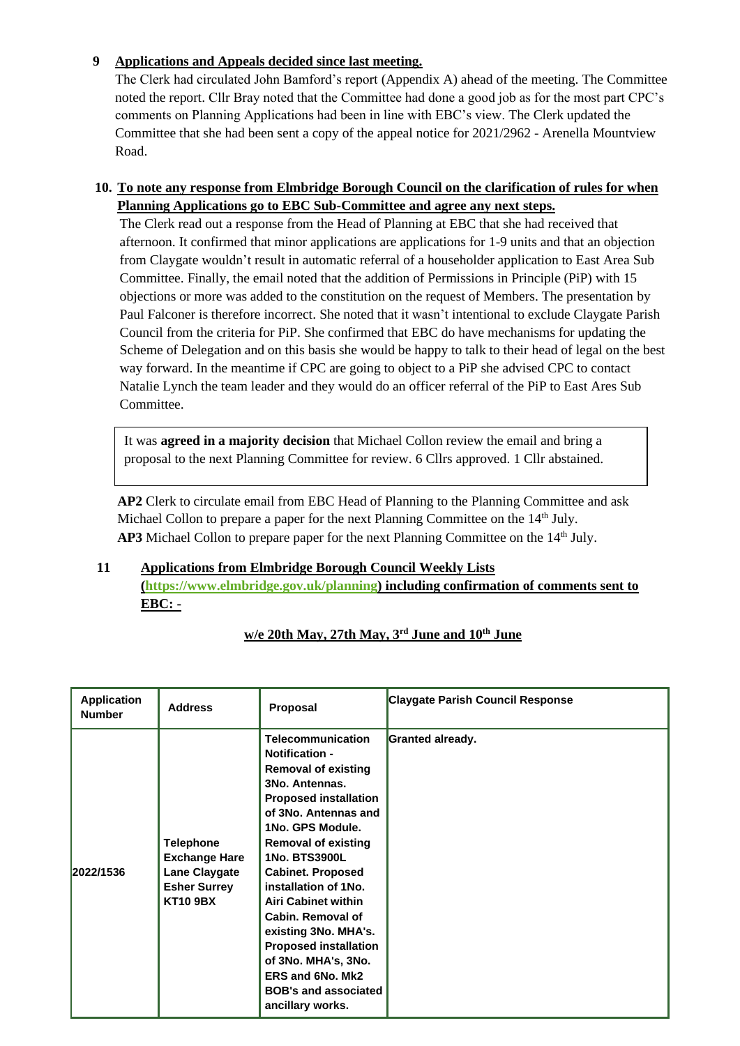**9 Applications and Appeals decided since last meeting.**

The Clerk had circulated John Bamford's report (Appendix A) ahead of the meeting. The Committee noted the report. Cllr Bray noted that the Committee had done a good job as for the most part CPC's comments on Planning Applications had been in line with EBC's view. The Clerk updated the Committee that she had been sent a copy of the appeal notice for 2021/2962 - Arenella Mountview Road.

**10. To note any response from Elmbridge Borough Council on the clarification of rules for when Planning Applications go to EBC Sub-Committee and agree any next steps.**

The Clerk read out a response from the Head of Planning at EBC that she had received that afternoon. It confirmed that minor applications are applications for 1-9 units and that an objection from Claygate wouldn't result in automatic referral of a householder application to East Area Sub Committee. Finally, the email noted that the addition of Permissions in Principle (PiP) with 15 objections or more was added to the constitution on the request of Members. The presentation by Paul Falconer is therefore incorrect. She noted that it wasn't intentional to exclude Claygate Parish Council from the criteria for PiP. She confirmed that EBC do have mechanisms for updating the Scheme of Delegation and on this basis she would be happy to talk to their head of legal on the best way forward. In the meantime if CPC are going to object to a PiP she advised CPC to contact Natalie Lynch the team leader and they would do an officer referral of the PiP to East Ares Sub Committee.

> It was **agreed in a majority decision** that Michael Collon review the email and bring a proposal to the next Planning Committee for review. 6 Cllrs approved. 1 Cllr abstained.

**AP2** Clerk to circulate email from EBC Head of Planning to the Planning Committee and ask Michael Collon to prepare a paper for the next Planning Committee on the 14th July.
**AP3** Michael Collon to prepare paper for the next Planning Committee on the 14th July.

**11 Applications from Elmbridge Borough Council Weekly Lists (https://www.elmbridge.gov.uk/planning) including confirmation of comments sent to EBC: -**

**w/e 20th May, 27th May, 3rd June and 10th June**

| Application Number | Address | Proposal | Claygate Parish Council Response |
|---|---|---|---|
| 2022/1536 | **Telephone Exchange Hare Lane Claygate Esher Surrey KT10 9BX** | **Telecommunication Notification - Removal of existing 3No. Antennas. Proposed installation of 3No. Antennas and 1No. GPS Module. Removal of existing 1No. BTS3900L Cabinet. Proposed installation of 1No. Airi Cabinet within Cabin. Removal of existing 3No. MHA's. Proposed installation of 3No. MHA's, 3No. ERS and 6No. Mk2 BOB's and associated ancillary works.** | **Granted already.** |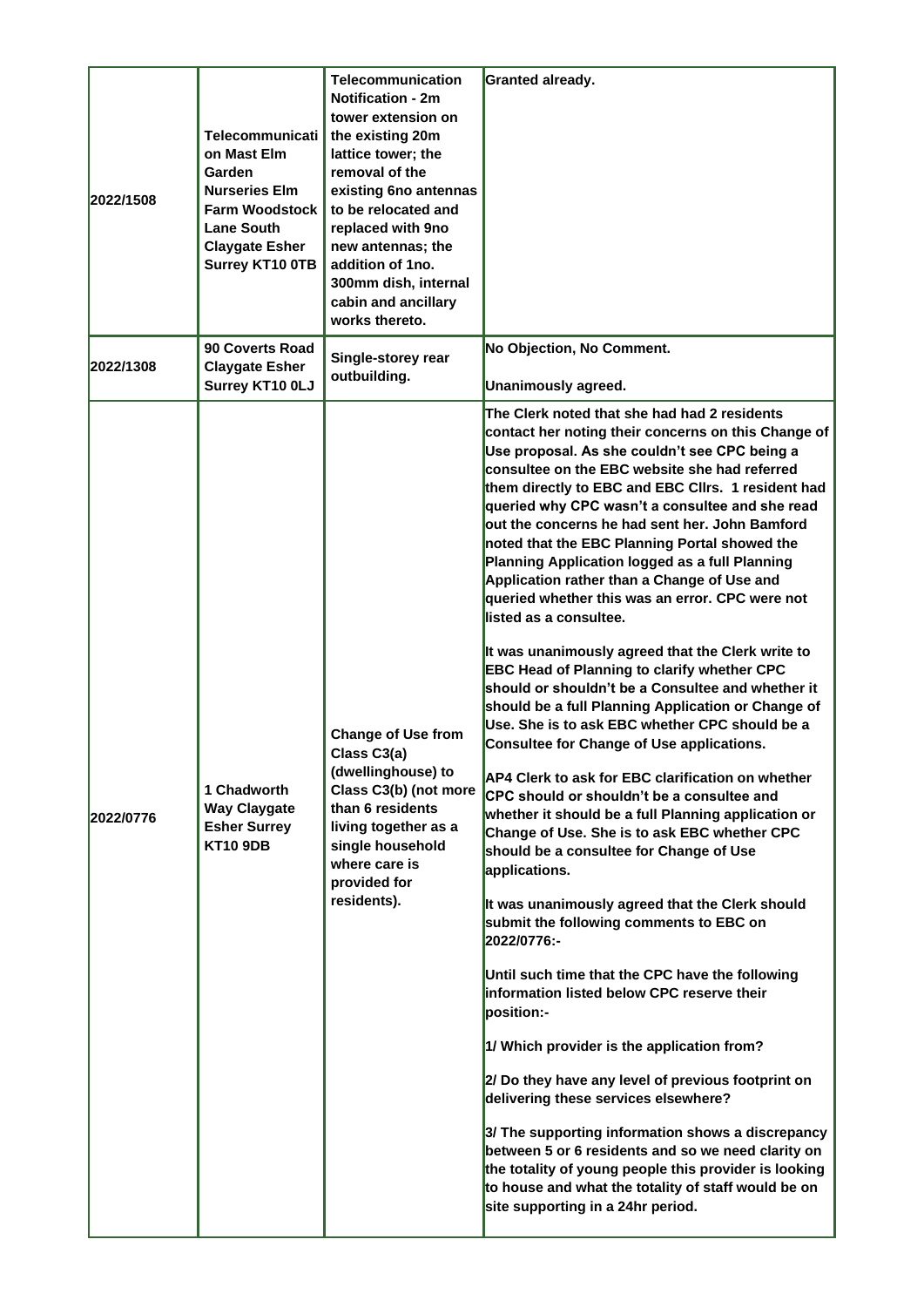| | | | |
|---|---|---|---|
| 2022/1508 | **Telecommunication Mast Elm Garden Nurseries Elm Farm Woodstock Lane South Claygate Esher Surrey KT10 0TB** | **Telecommunication Notification - 2m tower extension on the existing 20m lattice tower; the removal of the existing 6no antennas to be relocated and replaced with 9no new antennas; the addition of 1no. 300mm dish, internal cabin and ancillary works thereto.** | **Granted already.** |
| 2022/1308 | **90 Coverts Road Claygate Esher Surrey KT10 0LJ** | **Single-storey rear outbuilding.** | **No Objection, No Comment.**<br><br>**Unanimously agreed.** |
| 2022/0776 | **1 Chadworth Way Claygate Esher Surrey KT10 9DB** | **Change of Use from Class C3(a) (dwellinghouse) to Class C3(b) (not more than 6 residents living together as a single household where care is provided for residents).** | **The Clerk noted that she had had 2 residents contact her noting their concerns on this Change of Use proposal. As she couldn't see CPC being a consultee on the EBC website she had referred them directly to EBC and EBC Cllrs. 1 resident had queried why CPC wasn't a consultee and she read out the concerns he had sent her. John Bamford noted that the EBC Planning Portal showed the Planning Application logged as a full Planning Application rather than a Change of Use and queried whether this was an error. CPC were not listed as a consultee.**<br><br>**It was unanimously agreed that the Clerk write to EBC Head of Planning to clarify whether CPC should or shouldn't be a Consultee and whether it should be a full Planning Application or Change of Use. She is to ask EBC whether CPC should be a Consultee for Change of Use applications.**<br><br>**AP4 Clerk to ask for EBC clarification on whether CPC should or shouldn't be a consultee and whether it should be a full Planning application or Change of Use. She is to ask EBC whether CPC should be a consultee for Change of Use applications.**<br><br>**It was unanimously agreed that the Clerk should submit the following comments to EBC on 2022/0776:-**<br><br>**Until such time that the CPC have the following information listed below CPC reserve their position:-**<br><br>**1/ Which provider is the application from?**<br><br>**2/ Do they have any level of previous footprint on delivering these services elsewhere?**<br><br>**3/ The supporting information shows a discrepancy between 5 or 6 residents and so we need clarity on the totality of young people this provider is looking to house and what the totality of staff would be on site supporting in a 24hr period.** |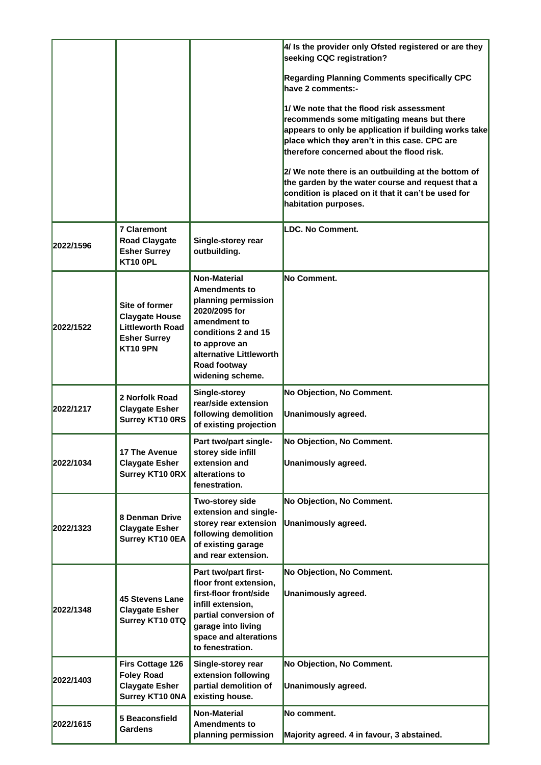| | | | |
|---|---|---|---|
| | | | **4/ Is the provider only Ofsted registered or are they seeking CQC registration?**<br><br>**Regarding Planning Comments specifically CPC have 2 comments:-**<br><br>**1/ We note that the flood risk assessment recommends some mitigating means but there appears to only be application if building works take place which they aren't in this case. CPC are therefore concerned about the flood risk.**<br><br>**2/ We note there is an outbuilding at the bottom of the garden by the water course and request that a condition is placed on it that it can't be used for habitation purposes.** |
| **2022/1596** | **7 Claremont Road Claygate Esher Surrey KT10 0PL** | **Single-storey rear outbuilding.** | **LDC. No Comment.** |
| **2022/1522** | **Site of former Claygate House Littleworth Road Esher Surrey KT10 9PN** | **Non-Material Amendments to planning permission 2020/2095 for amendment to conditions 2 and 15 to approve an alternative Littleworth Road footway widening scheme.** | **No Comment.** |
| **2022/1217** | **2 Norfolk Road Claygate Esher Surrey KT10 0RS** | **Single-storey rear/side extension following demolition of existing projection** | **No Objection, No Comment.**<br><br>**Unanimously agreed.** |
| **2022/1034** | **17 The Avenue Claygate Esher Surrey KT10 0RX** | **Part two/part single-storey side infill extension and alterations to fenestration.** | **No Objection, No Comment.**<br><br>**Unanimously agreed.** |
| **2022/1323** | **8 Denman Drive Claygate Esher Surrey KT10 0EA** | **Two-storey side extension and single-storey rear extension following demolition of existing garage and rear extension.** | **No Objection, No Comment.**<br><br>**Unanimously agreed.** |
| **2022/1348** | **45 Stevens Lane Claygate Esher Surrey KT10 0TQ** | **Part two/part first-floor front extension, first-floor front/side infill extension, partial conversion of garage into living space and alterations to fenestration.** | **No Objection, No Comment.**<br><br>**Unanimously agreed.** |
| **2022/1403** | **Firs Cottage 126 Foley Road Claygate Esher Surrey KT10 0NA** | **Single-storey rear extension following partial demolition of existing house.** | **No Objection, No Comment.**<br><br>**Unanimously agreed.** |
| **2022/1615** | **5 Beaconsfield Gardens** | **Non-Material Amendments to planning permission** | **No comment.**<br><br>**Majority agreed. 4 in favour, 3 abstained.** |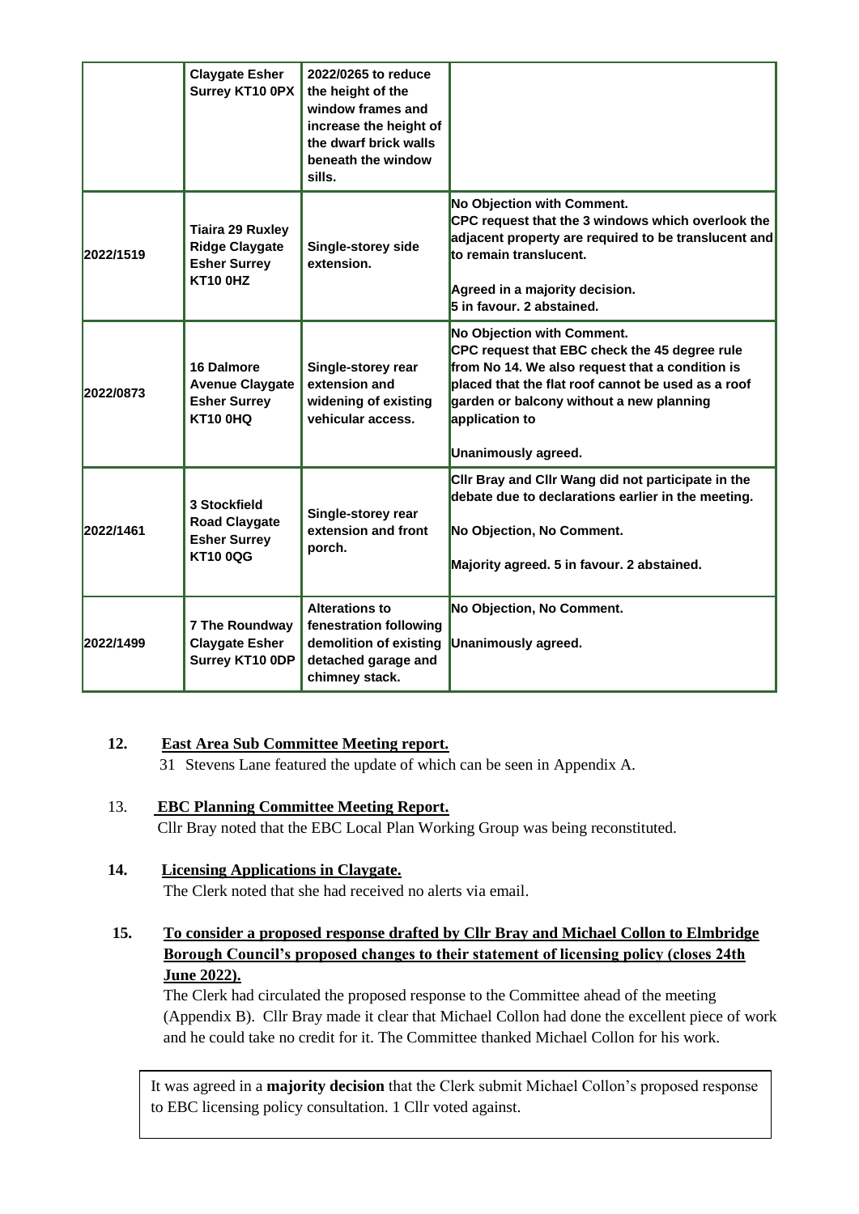| | Claygate Esher Surrey KT10 0PX | 2022/0265 to reduce the height of the window frames and increase the height of the dwarf brick walls beneath the window sills. | |
|---|---|---|---|
| 2022/1519 | Tiaira 29 Ruxley Ridge Claygate Esher Surrey KT10 0HZ | Single-storey side extension. | No Objection with Comment.<br>CPC request that the 3 windows which overlook the adjacent property are required to be translucent and to remain translucent.<br><br>Agreed in a majority decision.<br>5 in favour. 2 abstained. |
| 2022/0873 | 16 Dalmore Avenue Claygate Esher Surrey KT10 0HQ | Single-storey rear extension and widening of existing vehicular access. | No Objection with Comment.<br>CPC request that EBC check the 45 degree rule from No 14. We also request that a condition is placed that the flat roof cannot be used as a roof garden or balcony without a new planning application to<br><br>Unanimously agreed. |
| 2022/1461 | 3 Stockfield Road Claygate Esher Surrey KT10 0QG | Single-storey rear extension and front porch. | Cllr Bray and Cllr Wang did not participate in the debate due to declarations earlier in the meeting.<br><br>No Objection, No Comment.<br><br>Majority agreed. 5 in favour. 2 abstained. |
| 2022/1499 | 7 The Roundway Claygate Esher Surrey KT10 0DP | Alterations to fenestration following demolition of existing detached garage and chimney stack. | No Objection, No Comment.<br><br>Unanimously agreed. |

**12. East Area Sub Committee Meeting report.**

31 Stevens Lane featured the update of which can be seen in Appendix A.

**13. EBC Planning Committee Meeting Report.**

Cllr Bray noted that the EBC Local Plan Working Group was being reconstituted.

**14. Licensing Applications in Claygate.**

The Clerk noted that she had received no alerts via email.

**15. To consider a proposed response drafted by Cllr Bray and Michael Collon to Elmbridge Borough Council's proposed changes to their statement of licensing policy (closes 24th June 2022).**

The Clerk had circulated the proposed response to the Committee ahead of the meeting (Appendix B). Cllr Bray made it clear that Michael Collon had done the excellent piece of work and he could take no credit for it. The Committee thanked Michael Collon for his work.

It was agreed in a **majority decision** that the Clerk submit Michael Collon's proposed response to EBC licensing policy consultation. 1 Cllr voted against.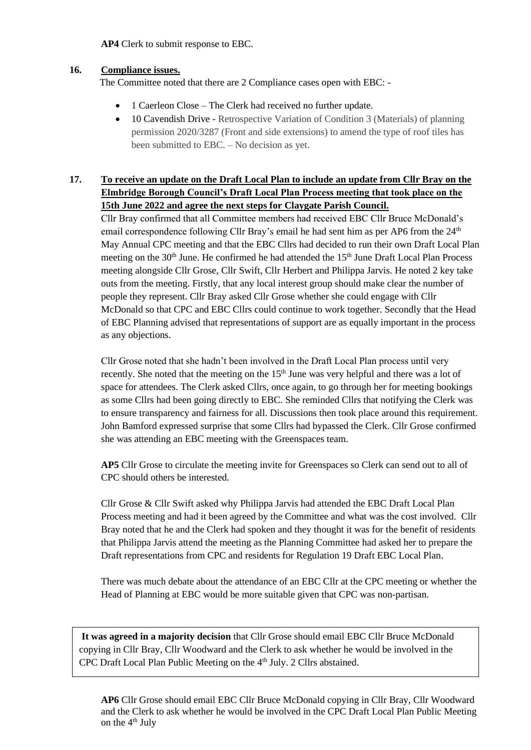**AP4** Clerk to submit response to EBC.

**16. Compliance issues.**

The Committee noted that there are 2 Compliance cases open with EBC: -

- 1 Caerleon Close – The Clerk had received no further update.
- 10 Cavendish Drive - Retrospective Variation of Condition 3 (Materials) of planning permission 2020/3287 (Front and side extensions) to amend the type of roof tiles has been submitted to EBC. – No decision as yet.

**17. To receive an update on the Draft Local Plan to include an update from Cllr Bray on the Elmbridge Borough Council's Draft Local Plan Process meeting that took place on the 15th June 2022 and agree the next steps for Claygate Parish Council.**

Cllr Bray confirmed that all Committee members had received EBC Cllr Bruce McDonald's email correspondence following Cllr Bray's email he had sent him as per AP6 from the 24th May Annual CPC meeting and that the EBC Cllrs had decided to run their own Draft Local Plan meeting on the 30th June. He confirmed he had attended the 15th June Draft Local Plan Process meeting alongside Cllr Grose, Cllr Swift, Cllr Herbert and Philippa Jarvis. He noted 2 key take outs from the meeting. Firstly, that any local interest group should make clear the number of people they represent. Cllr Bray asked Cllr Grose whether she could engage with Cllr McDonald so that CPC and EBC Cllrs could continue to work together. Secondly that the Head of EBC Planning advised that representations of support are as equally important in the process as any objections.

Cllr Grose noted that she hadn't been involved in the Draft Local Plan process until very recently. She noted that the meeting on the 15th June was very helpful and there was a lot of space for attendees. The Clerk asked Cllrs, once again, to go through her for meeting bookings as some Cllrs had been going directly to EBC. She reminded Cllrs that notifying the Clerk was to ensure transparency and fairness for all. Discussions then took place around this requirement. John Bamford expressed surprise that some Cllrs had bypassed the Clerk. Cllr Grose confirmed she was attending an EBC meeting with the Greenspaces team.

**AP5** Cllr Grose to circulate the meeting invite for Greenspaces so Clerk can send out to all of CPC should others be interested.

Cllr Grose & Cllr Swift asked why Philippa Jarvis had attended the EBC Draft Local Plan Process meeting and had it been agreed by the Committee and what was the cost involved. Cllr Bray noted that he and the Clerk had spoken and they thought it was for the benefit of residents that Philippa Jarvis attend the meeting as the Planning Committee had asked her to prepare the Draft representations from CPC and residents for Regulation 19 Draft EBC Local Plan.

There was much debate about the attendance of an EBC Cllr at the CPC meeting or whether the Head of Planning at EBC would be more suitable given that CPC was non-partisan.

**It was agreed in a majority decision** that Cllr Grose should email EBC Cllr Bruce McDonald copying in Cllr Bray, Cllr Woodward and the Clerk to ask whether he would be involved in the CPC Draft Local Plan Public Meeting on the 4th July. 2 Cllrs abstained.

**AP6** Cllr Grose should email EBC Cllr Bruce McDonald copying in Cllr Bray, Cllr Woodward and the Clerk to ask whether he would be involved in the CPC Draft Local Plan Public Meeting on the 4th July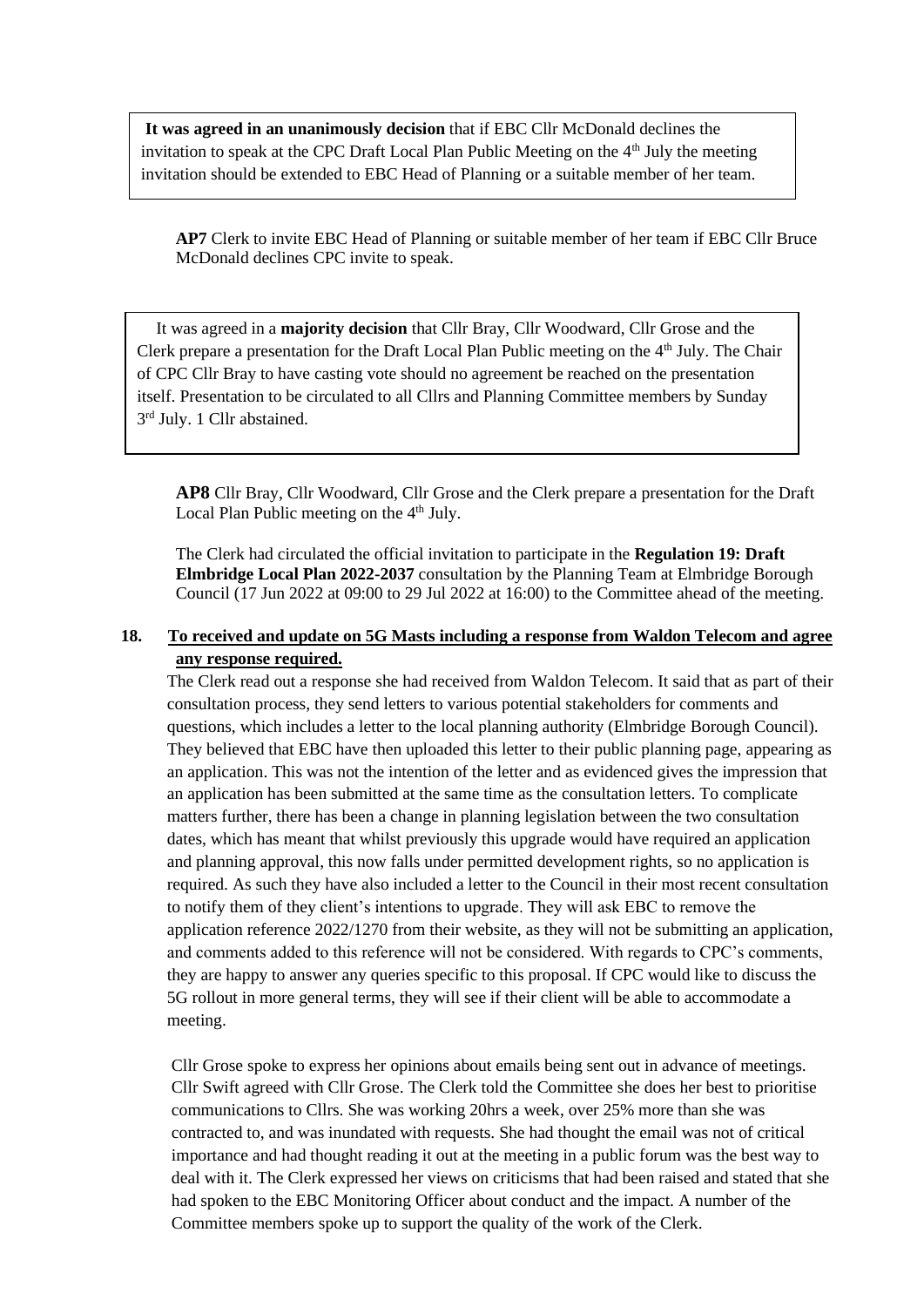**It was agreed in an unanimously decision** that if EBC Cllr McDonald declines the invitation to speak at the CPC Draft Local Plan Public Meeting on the 4th July the meeting invitation should be extended to EBC Head of Planning or a suitable member of her team.

**AP7** Clerk to invite EBC Head of Planning or suitable member of her team if EBC Cllr Bruce McDonald declines CPC invite to speak.

It was agreed in a **majority decision** that Cllr Bray, Cllr Woodward, Cllr Grose and the Clerk prepare a presentation for the Draft Local Plan Public meeting on the 4th July. The Chair of CPC Cllr Bray to have casting vote should no agreement be reached on the presentation itself. Presentation to be circulated to all Cllrs and Planning Committee members by Sunday 3rd July. 1 Cllr abstained.

**AP8** Cllr Bray, Cllr Woodward, Cllr Grose and the Clerk prepare a presentation for the Draft Local Plan Public meeting on the 4th July.

The Clerk had circulated the official invitation to participate in the **Regulation 19: Draft Elmbridge Local Plan 2022-2037** consultation by the Planning Team at Elmbridge Borough Council (17 Jun 2022 at 09:00 to 29 Jul 2022 at 16:00) to the Committee ahead of the meeting.

**18. <u>To received and update on 5G Masts including a response from Waldon Telecom and agree any response required.</u>**

The Clerk read out a response she had received from Waldon Telecom. It said that as part of their consultation process, they send letters to various potential stakeholders for comments and questions, which includes a letter to the local planning authority (Elmbridge Borough Council). They believed that EBC have then uploaded this letter to their public planning page, appearing as an application. This was not the intention of the letter and as evidenced gives the impression that an application has been submitted at the same time as the consultation letters. To complicate matters further, there has been a change in planning legislation between the two consultation dates, which has meant that whilst previously this upgrade would have required an application and planning approval, this now falls under permitted development rights, so no application is required. As such they have also included a letter to the Council in their most recent consultation to notify them of they client's intentions to upgrade. They will ask EBC to remove the application reference 2022/1270 from their website, as they will not be submitting an application, and comments added to this reference will not be considered. With regards to CPC's comments, they are happy to answer any queries specific to this proposal. If CPC would like to discuss the 5G rollout in more general terms, they will see if their client will be able to accommodate a meeting.

Cllr Grose spoke to express her opinions about emails being sent out in advance of meetings. Cllr Swift agreed with Cllr Grose. The Clerk told the Committee she does her best to prioritise communications to Cllrs. She was working 20hrs a week, over 25% more than she was contracted to, and was inundated with requests. She had thought the email was not of critical importance and had thought reading it out at the meeting in a public forum was the best way to deal with it. The Clerk expressed her views on criticisms that had been raised and stated that she had spoken to the EBC Monitoring Officer about conduct and the impact. A number of the Committee members spoke up to support the quality of the work of the Clerk.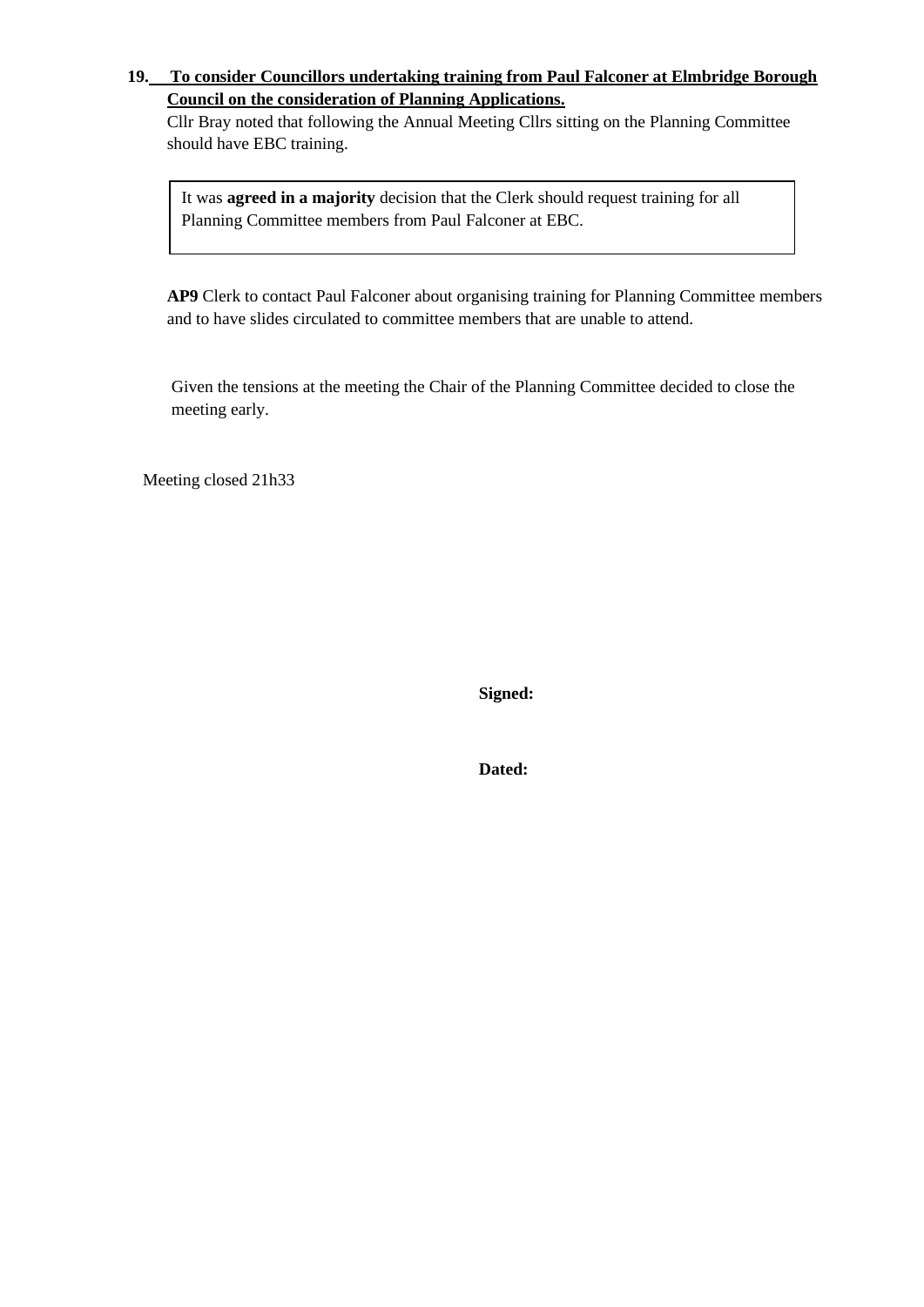**19. To consider Councillors undertaking training from Paul Falconer at Elmbridge Borough Council on the consideration of Planning Applications.**

Cllr Bray noted that following the Annual Meeting Cllrs sitting on the Planning Committee should have EBC training.

> It was **agreed in a majority** decision that the Clerk should request training for all Planning Committee members from Paul Falconer at EBC.

**AP9** Clerk to contact Paul Falconer about organising training for Planning Committee members and to have slides circulated to committee members that are unable to attend.

Given the tensions at the meeting the Chair of the Planning Committee decided to close the meeting early.

Meeting closed 21h33

**Signed:**

**Dated:**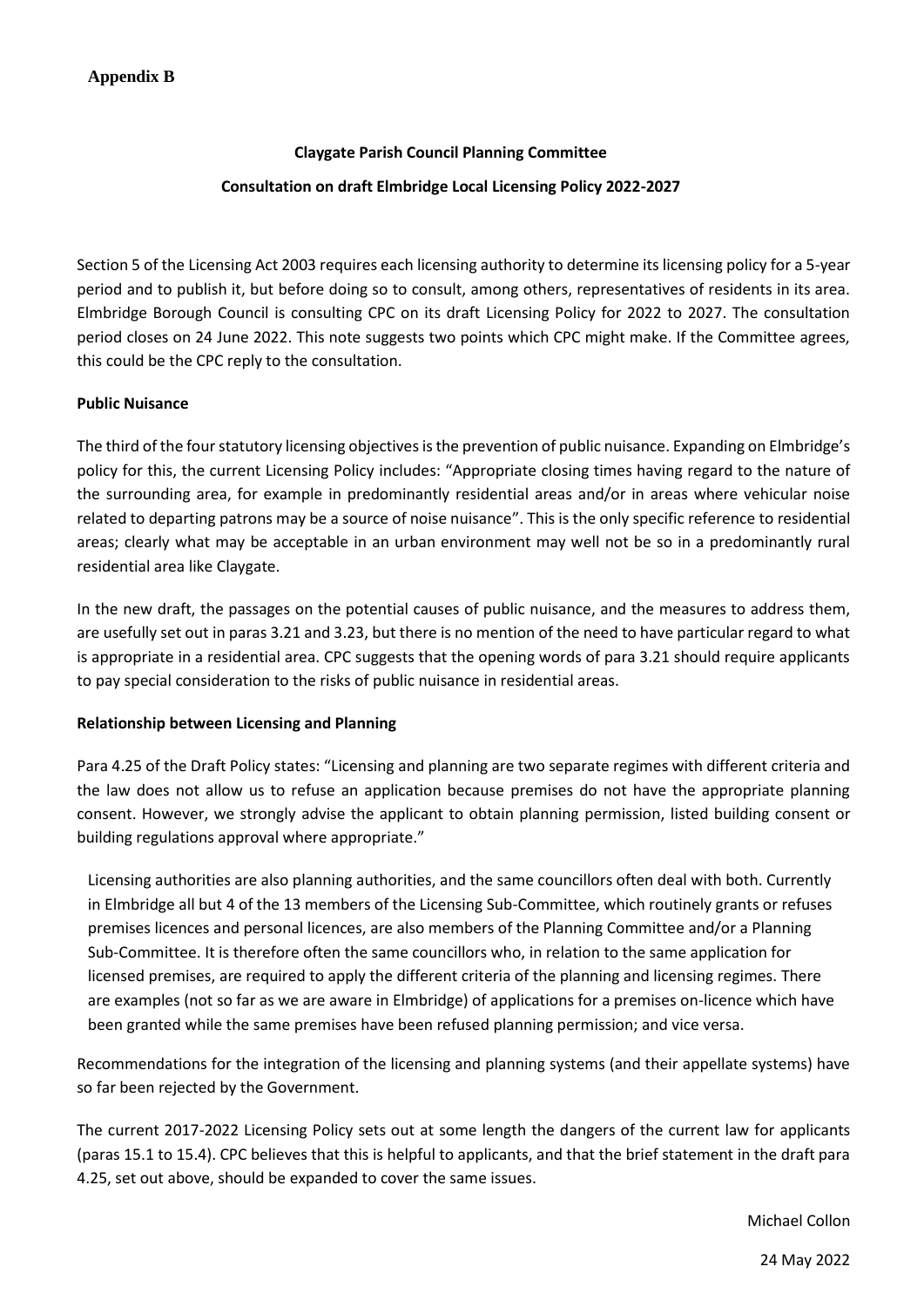**Appendix B**

**Claygate Parish Council Planning Committee**

**Consultation on draft Elmbridge Local Licensing Policy 2022-2027**

Section 5 of the Licensing Act 2003 requires each licensing authority to determine its licensing policy for a 5-year period and to publish it, but before doing so to consult, among others, representatives of residents in its area. Elmbridge Borough Council is consulting CPC on its draft Licensing Policy for 2022 to 2027. The consultation period closes on 24 June 2022. This note suggests two points which CPC might make. If the Committee agrees, this could be the CPC reply to the consultation.

**Public Nuisance**

The third of the four statutory licensing objectives is the prevention of public nuisance. Expanding on Elmbridge's policy for this, the current Licensing Policy includes: "Appropriate closing times having regard to the nature of the surrounding area, for example in predominantly residential areas and/or in areas where vehicular noise related to departing patrons may be a source of noise nuisance". This is the only specific reference to residential areas; clearly what may be acceptable in an urban environment may well not be so in a predominantly rural residential area like Claygate.

In the new draft, the passages on the potential causes of public nuisance, and the measures to address them, are usefully set out in paras 3.21 and 3.23, but there is no mention of the need to have particular regard to what is appropriate in a residential area. CPC suggests that the opening words of para 3.21 should require applicants to pay special consideration to the risks of public nuisance in residential areas.

**Relationship between Licensing and Planning**

Para 4.25 of the Draft Policy states: "Licensing and planning are two separate regimes with different criteria and the law does not allow us to refuse an application because premises do not have the appropriate planning consent. However, we strongly advise the applicant to obtain planning permission, listed building consent or building regulations approval where appropriate."

Licensing authorities are also planning authorities, and the same councillors often deal with both. Currently in Elmbridge all but 4 of the 13 members of the Licensing Sub-Committee, which routinely grants or refuses premises licences and personal licences, are also members of the Planning Committee and/or a Planning Sub-Committee. It is therefore often the same councillors who, in relation to the same application for licensed premises, are required to apply the different criteria of the planning and licensing regimes. There are examples (not so far as we are aware in Elmbridge) of applications for a premises on-licence which have been granted while the same premises have been refused planning permission; and vice versa.

Recommendations for the integration of the licensing and planning systems (and their appellate systems) have so far been rejected by the Government.

The current 2017-2022 Licensing Policy sets out at some length the dangers of the current law for applicants (paras 15.1 to 15.4). CPC believes that this is helpful to applicants, and that the brief statement in the draft para 4.25, set out above, should be expanded to cover the same issues.

Michael Collon

24 May 2022